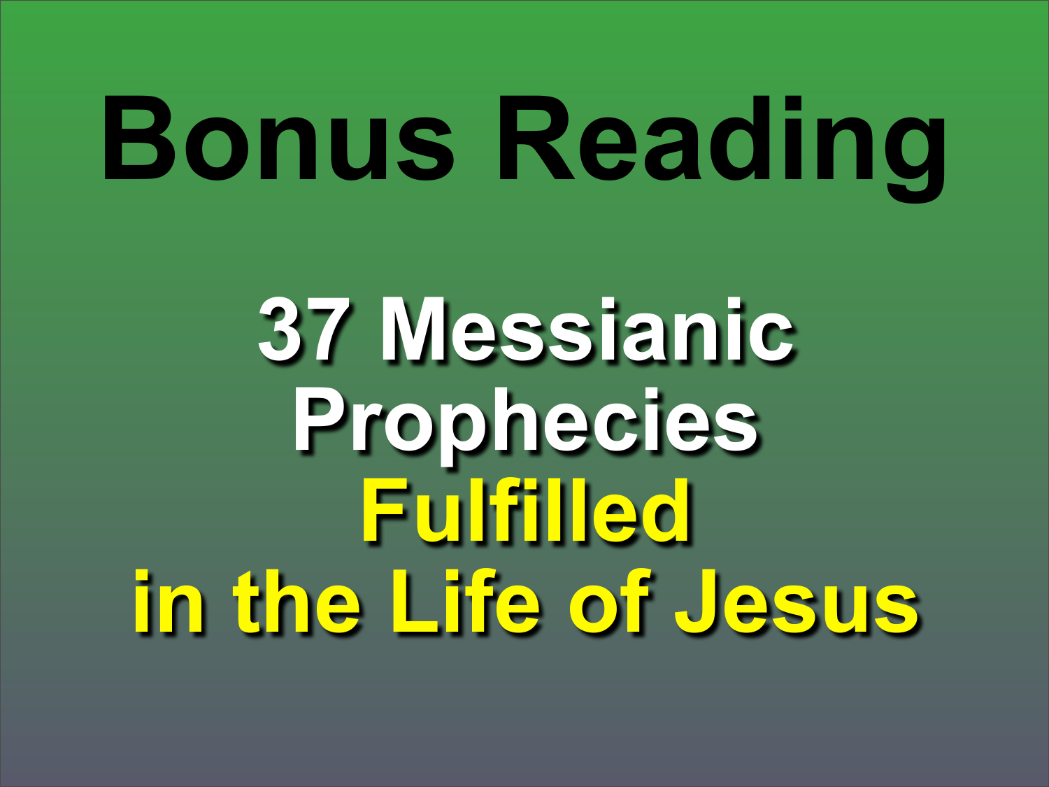# Bonus Reading

## 37 Messianic Prophecies Fulfilled in the Life of Jesus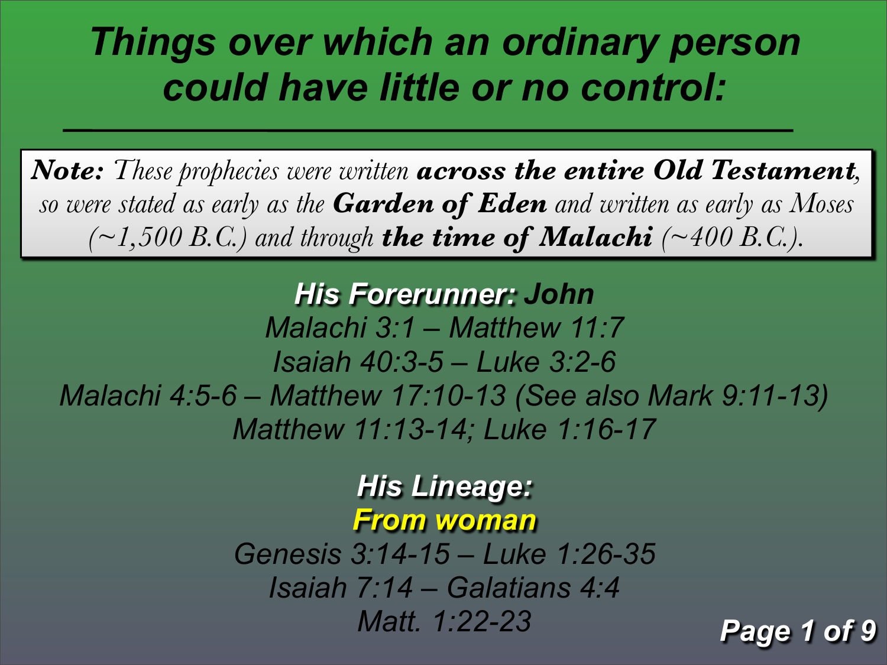# *Things over which an ordinary person could have little or no control:*

***Note:*** *These prophecies were written* ***across the entire Old Testament****, so were stated as early as the* ***Garden of Eden*** *and written as early as Moses (~1,500 B.C.) and through* ***the time of Malachi*** *(~400 B.C.).*

***His Forerunner:* John**

*Malachi 3:1 – Matthew 11:7*

*Isaiah 40:3-5 – Luke 3:2-6*

*Malachi 4:5-6 – Matthew 17:10-13 (See also Mark 9:11-13)*

*Matthew 11:13-14; Luke 1:16-17*

***His Lineage:***

***From woman***

*Genesis 3:14-15 – Luke 1:26-35*

*Isaiah 7:14 – Galatians 4:4*

*Matt. 1:22-23*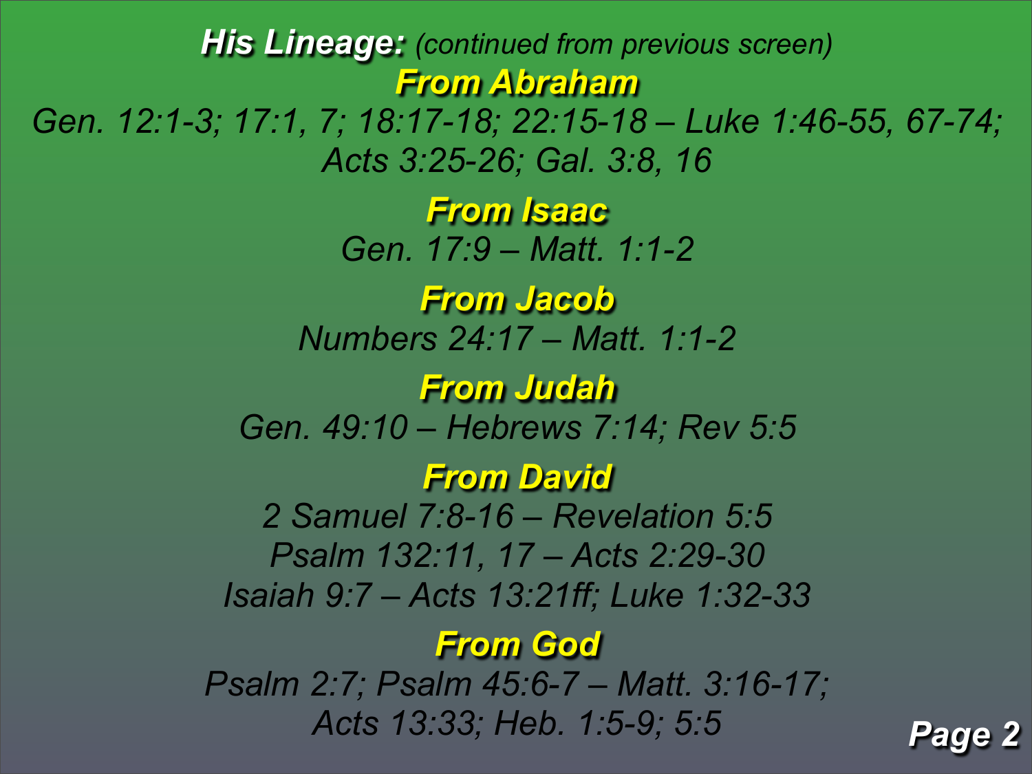## ***His Lineage:*** *(continued from previous screen)*

### ***From Abraham***

*Gen. 12:1-3; 17:1, 7; 18:17-18; 22:15-18 – Luke 1:46-55, 67-74; Acts 3:25-26; Gal. 3:8, 16*

### ***From Isaac***

*Gen. 17:9 – Matt. 1:1-2*

### ***From Jacob***

*Numbers 24:17 – Matt. 1:1-2*

### ***From Judah***

*Gen. 49:10 – Hebrews 7:14; Rev 5:5*

### ***From David***

*2 Samuel 7:8-16 – Revelation 5:5*
*Psalm 132:11, 17 – Acts 2:29-30*
*Isaiah 9:7 – Acts 13:21ff; Luke 1:32-33*

### ***From God***

*Psalm 2:7; Psalm 45:6-7 – Matt. 3:16-17; Acts 13:33; Heb. 1:5-9; 5:5*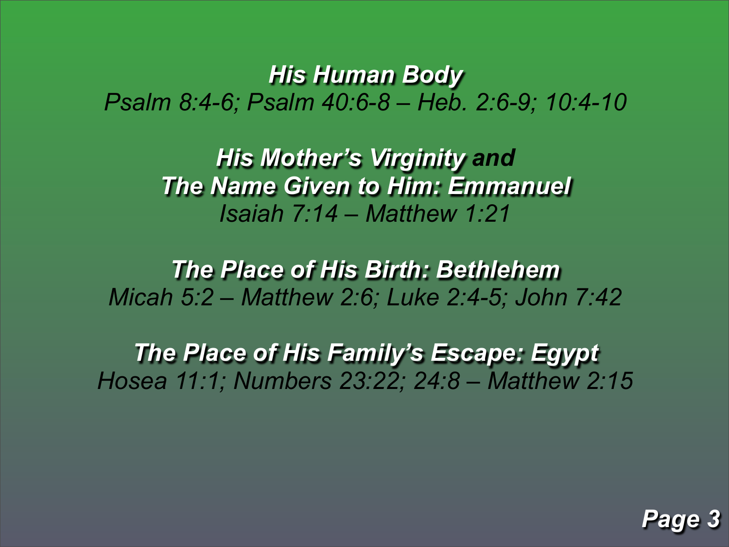***His Human Body***
*Psalm 8:4-6; Psalm 40:6-8 – Heb. 2:6-9; 10:4-10*

***His Mother's Virginity and***
***The Name Given to Him: Emmanuel***
*Isaiah 7:14 – Matthew 1:21*

***The Place of His Birth: Bethlehem***
*Micah 5:2 – Matthew 2:6; Luke 2:4-5; John 7:42*

***The Place of His Family's Escape: Egypt***
*Hosea 11:1; Numbers 23:22; 24:8 – Matthew 2:15*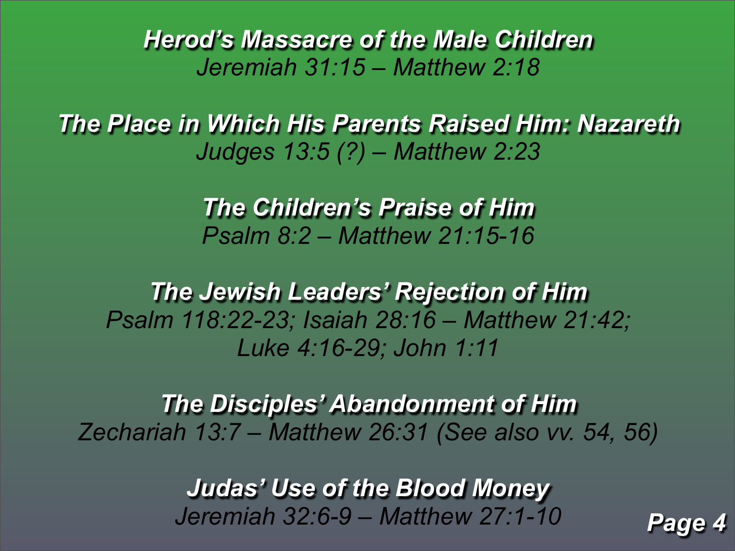***Herod's Massacre of the Male Children***
*Jeremiah 31:15 – Matthew 2:18*

***The Place in Which His Parents Raised Him: Nazareth***
*Judges 13:5 (?) – Matthew 2:23*

***The Children's Praise of Him***
*Psalm 8:2 – Matthew 21:15-16*

***The Jewish Leaders' Rejection of Him***
*Psalm 118:22-23; Isaiah 28:16 – Matthew 21:42; Luke 4:16-29; John 1:11*

***The Disciples' Abandonment of Him***
*Zechariah 13:7 – Matthew 26:31 (See also vv. 54, 56)*

***Judas' Use of the Blood Money***
*Jeremiah 32:6-9 – Matthew 27:1-10*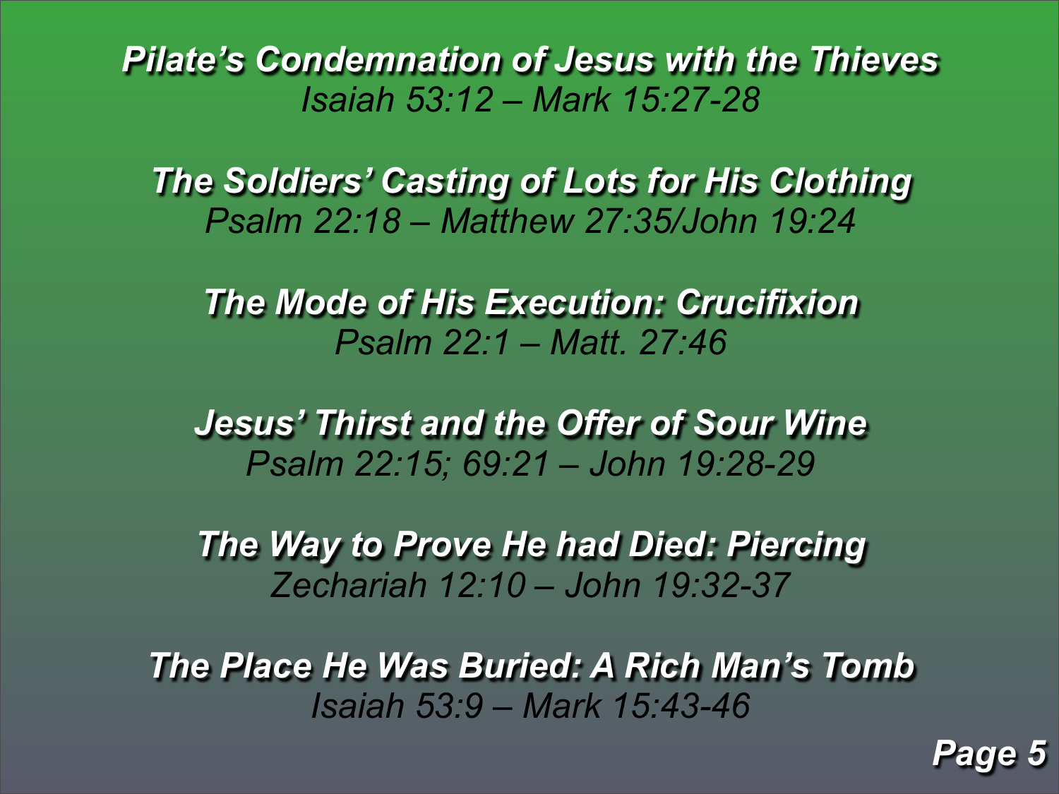***Pilate's Condemnation of Jesus with the Thieves***
*Isaiah 53:12 – Mark 15:27-28*

***The Soldiers' Casting of Lots for His Clothing***
*Psalm 22:18 – Matthew 27:35/John 19:24*

***The Mode of His Execution: Crucifixion***
*Psalm 22:1 – Matt. 27:46*

***Jesus' Thirst and the Offer of Sour Wine***
*Psalm 22:15; 69:21 – John 19:28-29*

***The Way to Prove He had Died: Piercing***
*Zechariah 12:10 – John 19:32-37*

***The Place He Was Buried: A Rich Man's Tomb***
*Isaiah 53:9 – Mark 15:43-46*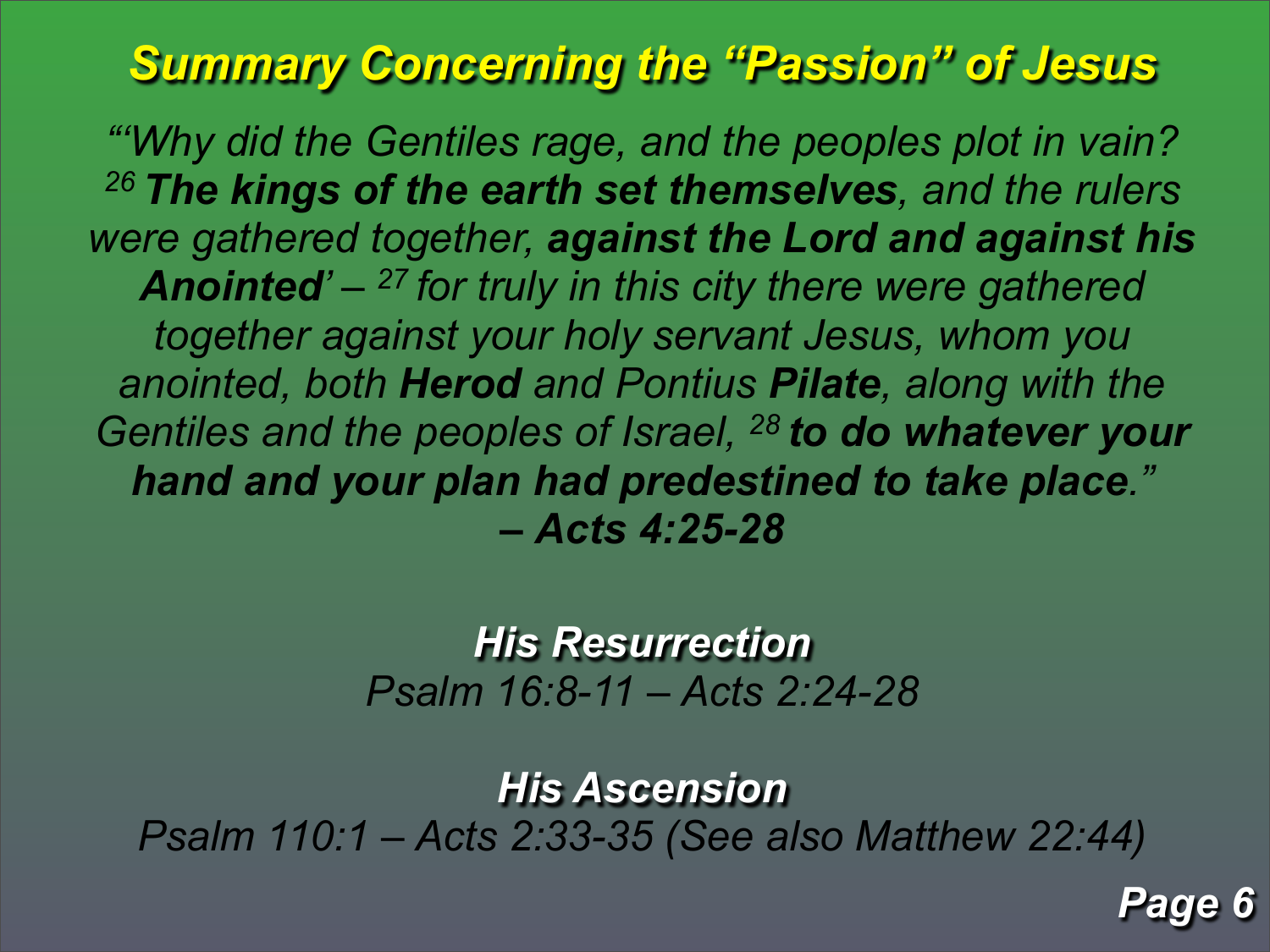## *Summary Concerning the "Passion" of Jesus*

*"'Why did the Gentiles rage, and the peoples plot in vain? [26] **The kings of the earth set themselves**, and the rulers were gathered together, **against the Lord and against his Anointed**' – [27] for truly in this city there were gathered together against your holy servant Jesus, whom you anointed, both **Herod** and Pontius **Pilate**, along with the Gentiles and the peoples of Israel, [28] **to do whatever your hand and your plan had predestined to take place**."*
***– Acts 4:25-28***

***His Resurrection***
*Psalm 16:8-11 – Acts 2:24-28*

***His Ascension***
*Psalm 110:1 – Acts 2:33-35 (See also Matthew 22:44)*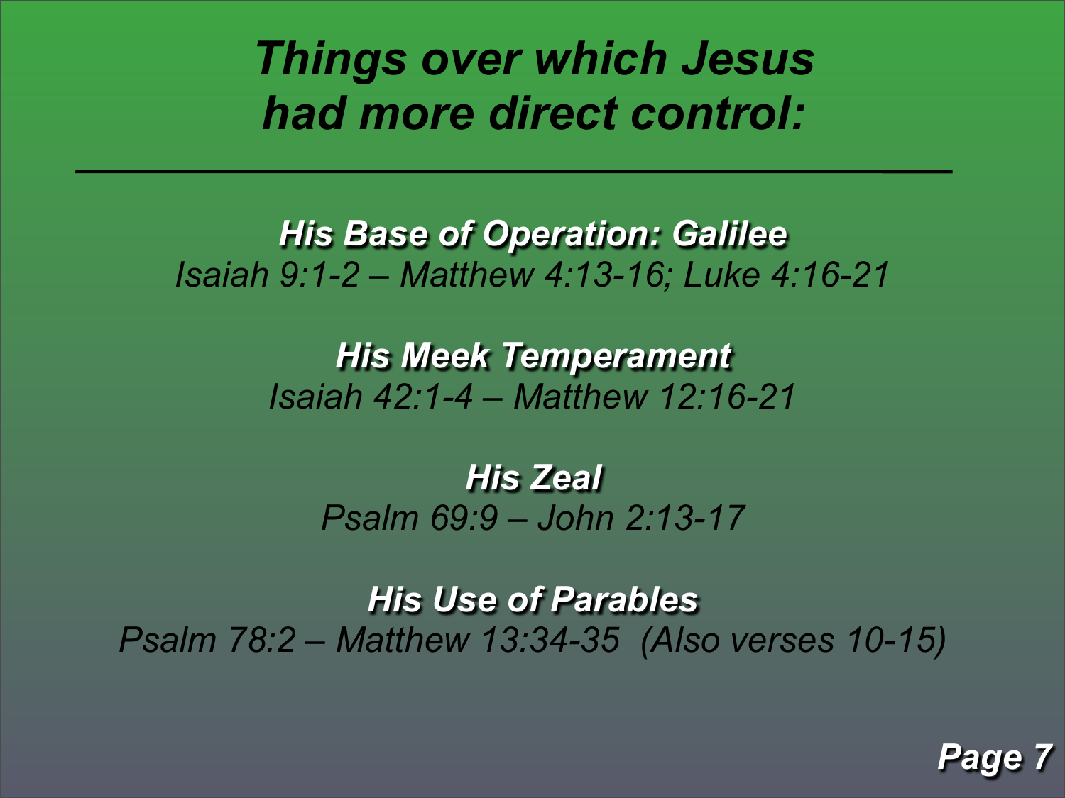# *Things over which Jesus had more direct control:*

***His Base of Operation: Galilee***

*Isaiah 9:1-2 – Matthew 4:13-16; Luke 4:16-21*

***His Meek Temperament***

*Isaiah 42:1-4 – Matthew 12:16-21*

***His Zeal***

*Psalm 69:9 – John 2:13-17*

***His Use of Parables***

*Psalm 78:2 – Matthew 13:34-35 (Also verses 10-15)*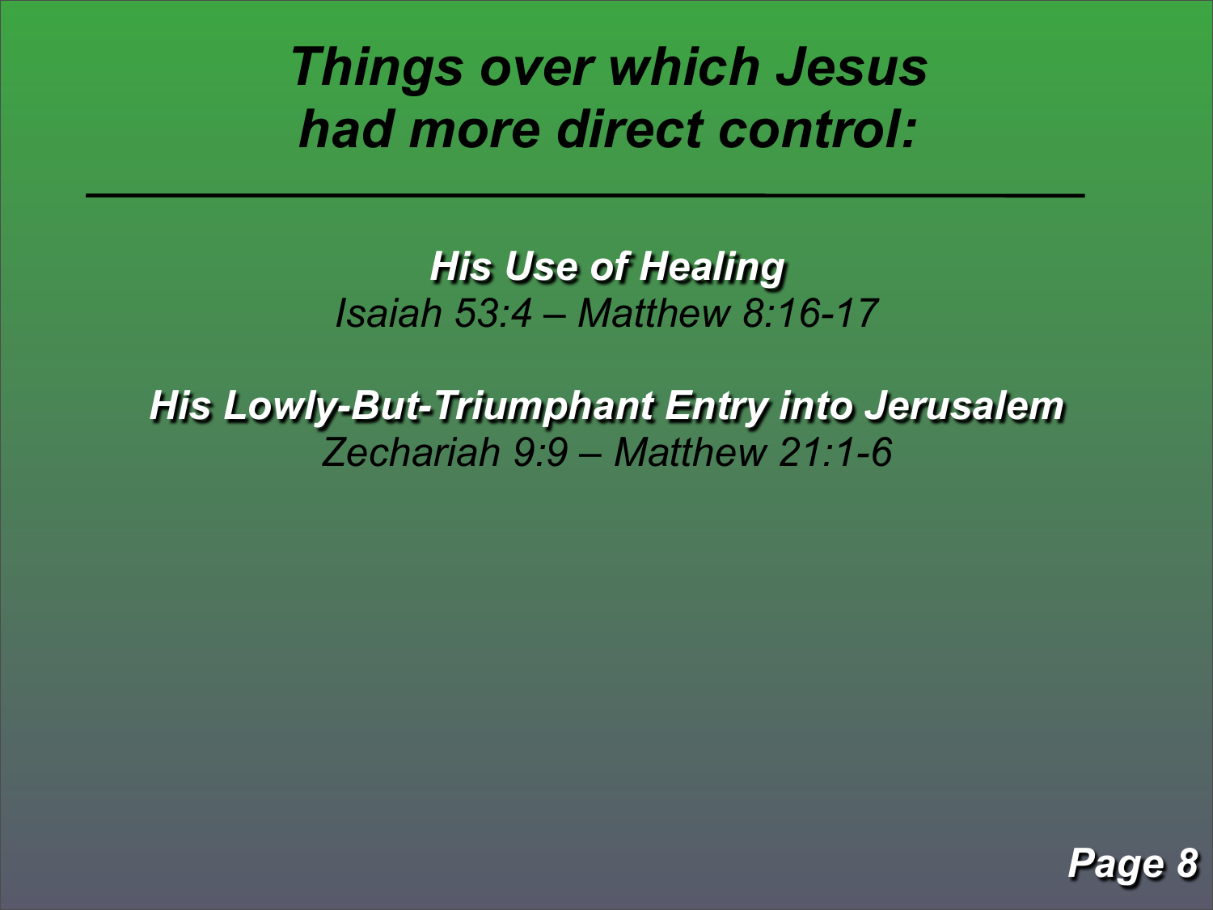# *Things over which Jesus had more direct control:*

---

***His Use of Healing***

*Isaiah 53:4 – Matthew 8:16-17*

***His Lowly-But-Triumphant Entry into Jerusalem***

*Zechariah 9:9 – Matthew 21:1-6*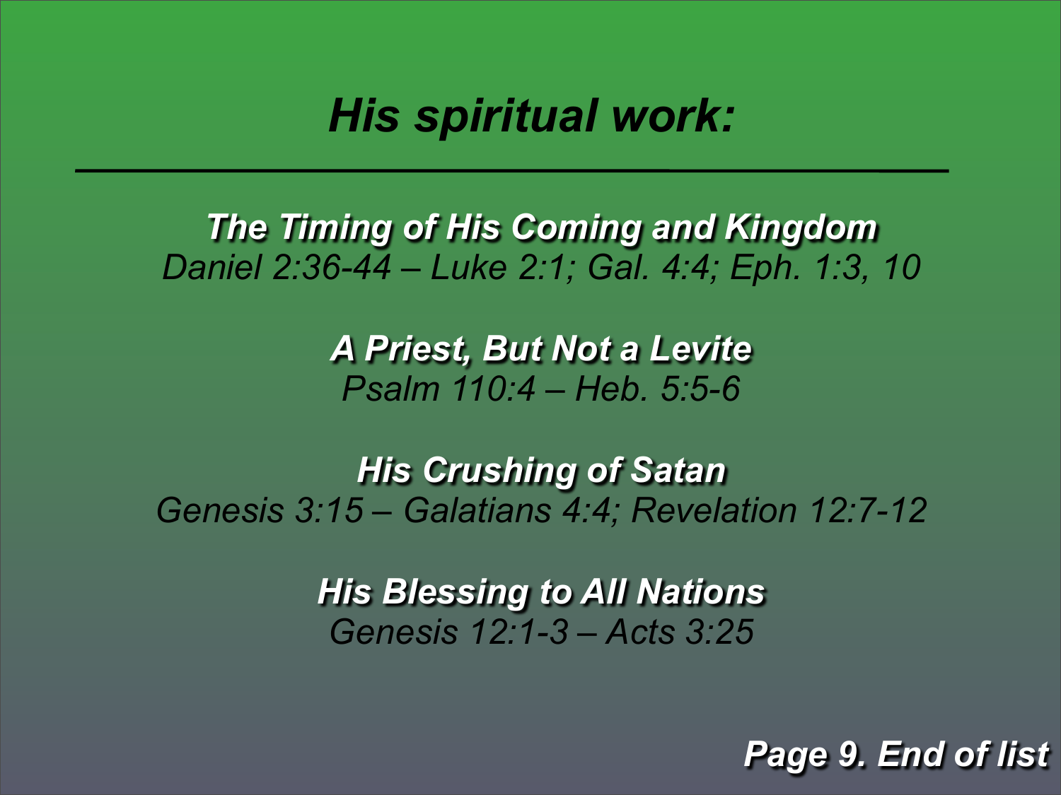# *His spiritual work:*

---

***The Timing of His Coming and Kingdom***
*Daniel 2:36-44 – Luke 2:1; Gal. 4:4; Eph. 1:3, 10*

***A Priest, But Not a Levite***
*Psalm 110:4 – Heb. 5:5-6*

***His Crushing of Satan***
*Genesis 3:15 – Galatians 4:4; Revelation 12:7-12*

***His Blessing to All Nations***
*Genesis 12:1-3 – Acts 3:25*

***Page 9. End of list***